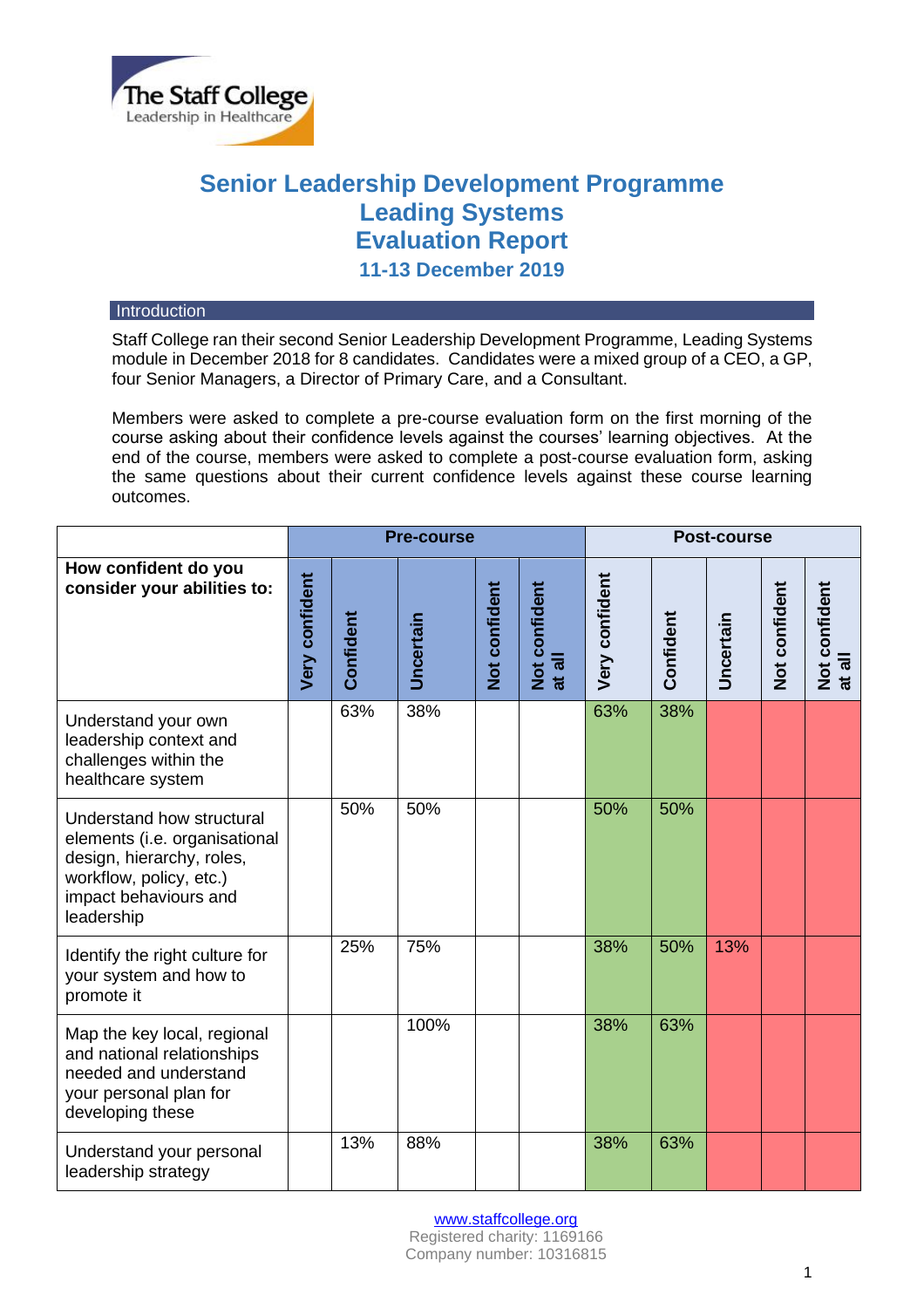The Staff College
Leadership in Healthcare

# Senior Leadership Development Programme
# Leading Systems
# Evaluation Report
## 11-13 December 2019

### Introduction

Staff College ran their second Senior Leadership Development Programme, Leading Systems module in December 2018 for 8 candidates. Candidates were a mixed group of a CEO, a GP, four Senior Managers, a Director of Primary Care, and a Consultant.

Members were asked to complete a pre-course evaluation form on the first morning of the course asking about their confidence levels against the courses' learning objectives. At the end of the course, members were asked to complete a post-course evaluation form, asking the same questions about their current confidence levels against these course learning outcomes.

| | Pre-course | | | | | Post-course | | | | |
|---|---|---|---|---|---|---|---|---|---|---|
| **How confident do you consider your abilities to:** | **Very confident** | **Confident** | **Uncertain** | **Not confident** | **Not confident at all** | **Very confident** | **Confident** | **Uncertain** | **Not confident** | **Not confident at all** |
| Understand your own leadership context and challenges within the healthcare system | | 63% | 38% | | | 63% | 38% | | | |
| Understand how structural elements (i.e. organisational design, hierarchy, roles, workflow, policy, etc.) impact behaviours and leadership | | 50% | 50% | | | 50% | 50% | | | |
| Identify the right culture for your system and how to promote it | | 25% | 75% | | | 38% | 50% | 13% | | |
| Map the key local, regional and national relationships needed and understand your personal plan for developing these | | | 100% | | | 38% | 63% | | | |
| Understand your personal leadership strategy | | 13% | 88% | | | 38% | 63% | | | |

www.staffcollege.org
Registered charity: 1169166
Company number: 10316815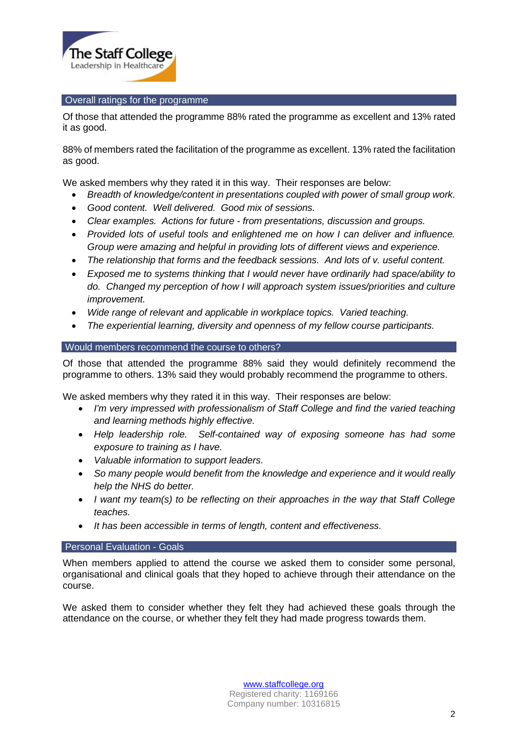## Overall ratings for the programme

Of those that attended the programme 88% rated the programme as excellent and 13% rated it as good.

88% of members rated the facilitation of the programme as excellent. 13% rated the facilitation as good.

We asked members why they rated it in this way. Their responses are below:

- *Breadth of knowledge/content in presentations coupled with power of small group work.*
- *Good content. Well delivered. Good mix of sessions.*
- *Clear examples. Actions for future - from presentations, discussion and groups.*
- *Provided lots of useful tools and enlightened me on how I can deliver and influence. Group were amazing and helpful in providing lots of different views and experience.*
- *The relationship that forms and the feedback sessions. And lots of v. useful content.*
- *Exposed me to systems thinking that I would never have ordinarily had space/ability to do. Changed my perception of how I will approach system issues/priorities and culture improvement.*
- *Wide range of relevant and applicable in workplace topics. Varied teaching.*
- *The experiential learning, diversity and openness of my fellow course participants.*

## Would members recommend the course to others?

Of those that attended the programme 88% said they would definitely recommend the programme to others. 13% said they would probably recommend the programme to others.

We asked members why they rated it in this way. Their responses are below:

- *I'm very impressed with professionalism of Staff College and find the varied teaching and learning methods highly effective.*
- *Help leadership role. Self-contained way of exposing someone has had some exposure to training as I have.*
- *Valuable information to support leaders.*
- *So many people would benefit from the knowledge and experience and it would really help the NHS do better.*
- *I want my team(s) to be reflecting on their approaches in the way that Staff College teaches.*
- *It has been accessible in terms of length, content and effectiveness.*

## Personal Evaluation - Goals

When members applied to attend the course we asked them to consider some personal, organisational and clinical goals that they hoped to achieve through their attendance on the course.

We asked them to consider whether they felt they had achieved these goals through the attendance on the course, or whether they felt they had made progress towards them.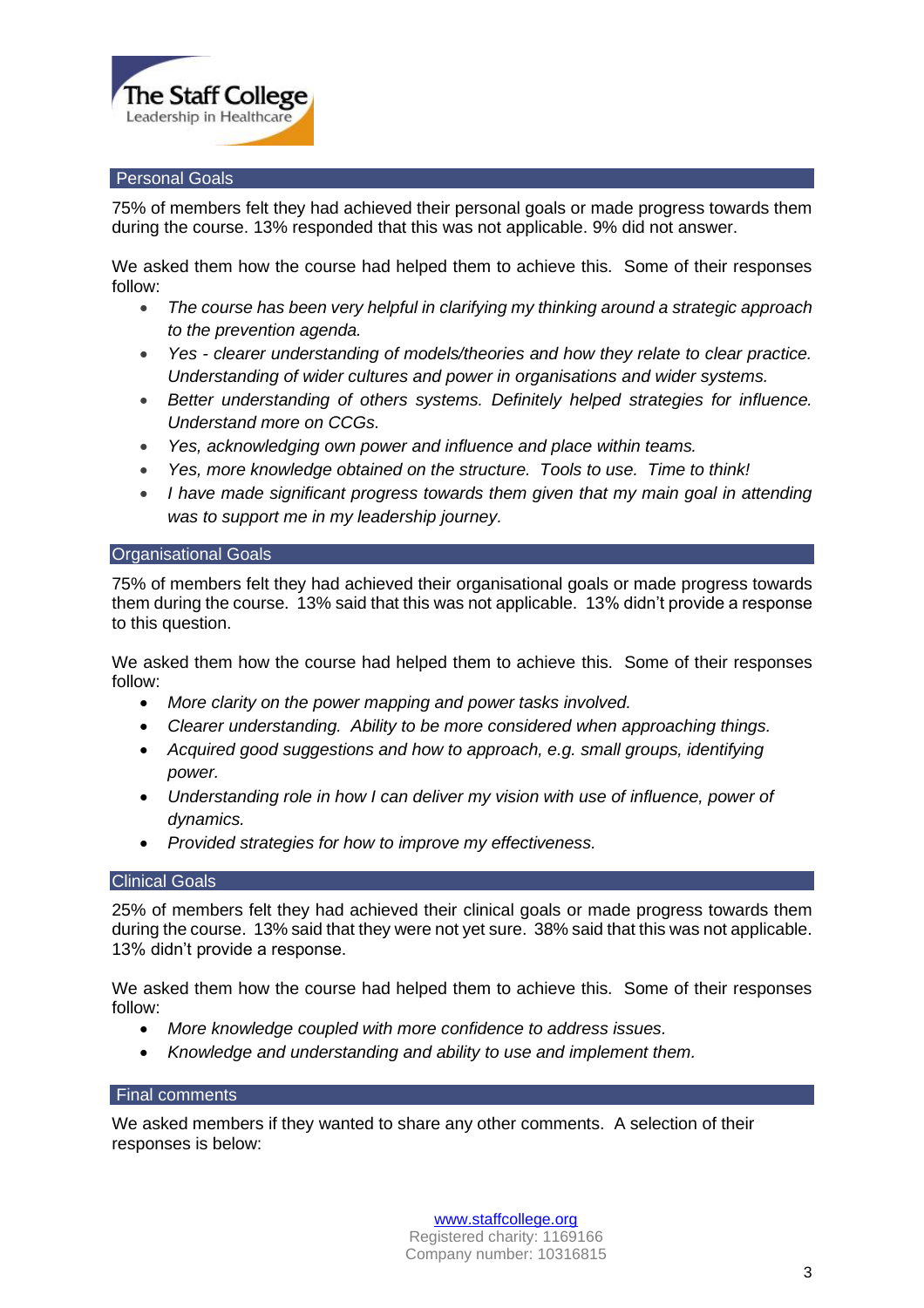## Personal Goals

75% of members felt they had achieved their personal goals or made progress towards them during the course. 13% responded that this was not applicable. 9% did not answer.

We asked them how the course had helped them to achieve this. Some of their responses follow:

- *The course has been very helpful in clarifying my thinking around a strategic approach to the prevention agenda.*
- *Yes - clearer understanding of models/theories and how they relate to clear practice. Understanding of wider cultures and power in organisations and wider systems.*
- *Better understanding of others systems. Definitely helped strategies for influence. Understand more on CCGs.*
- *Yes, acknowledging own power and influence and place within teams.*
- *Yes, more knowledge obtained on the structure. Tools to use. Time to think!*
- *I have made significant progress towards them given that my main goal in attending was to support me in my leadership journey.*

## Organisational Goals

75% of members felt they had achieved their organisational goals or made progress towards them during the course. 13% said that this was not applicable. 13% didn't provide a response to this question.

We asked them how the course had helped them to achieve this. Some of their responses follow:

- *More clarity on the power mapping and power tasks involved.*
- *Clearer understanding. Ability to be more considered when approaching things.*
- *Acquired good suggestions and how to approach, e.g. small groups, identifying power.*
- *Understanding role in how I can deliver my vision with use of influence, power of dynamics.*
- *Provided strategies for how to improve my effectiveness.*

## Clinical Goals

25% of members felt they had achieved their clinical goals or made progress towards them during the course. 13% said that they were not yet sure. 38% said that this was not applicable. 13% didn't provide a response.

We asked them how the course had helped them to achieve this. Some of their responses follow:

- *More knowledge coupled with more confidence to address issues.*
- *Knowledge and understanding and ability to use and implement them.*

## Final comments

We asked members if they wanted to share any other comments. A selection of their responses is below: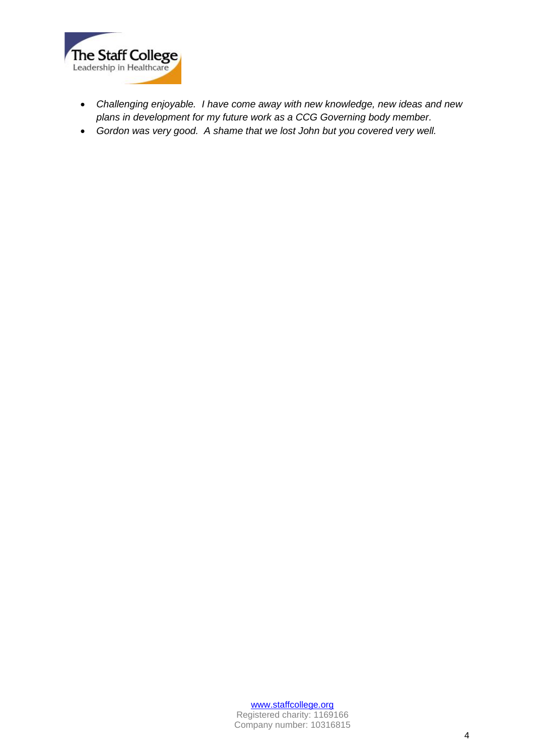- *Challenging enjoyable. I have come away with new knowledge, new ideas and new plans in development for my future work as a CCG Governing body member.*
- *Gordon was very good. A shame that we lost John but you covered very well.*